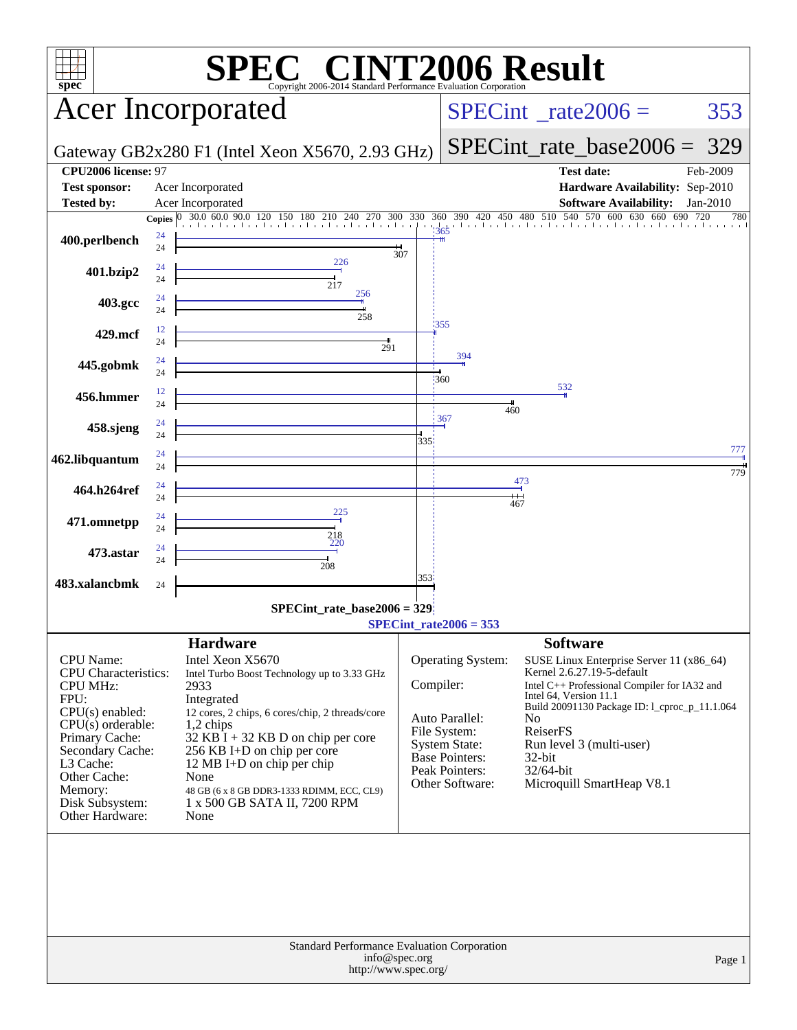# SPEC CINT2006 Result

Copyright 2006-2014 Standard Performance Evaluation Corporation

## Acer Incorporated

Gateway GB2x280 F1 (Intel Xeon X5670, 2.93 GHz)

SPECint_rate2006 = 353

SPECint_rate_base2006 = 329

| | | | |
|---|---|---|---|
| **CPU2006 license:** | 97 | **Test date:** | Feb-2009 |
| **Test sponsor:** | Acer Incorporated | **Hardware Availability:** | Sep-2010 |
| **Tested by:** | Acer Incorporated | **Software Availability:** | Jan-2010 |

| Benchmark | Copies (peak) | Copies (base) | Peak | Base |
|---|---|---|---|---|
| 400.perlbench | 24 | 24 | 365 | 307 |
| 401.bzip2 | 24 | 24 | 226 | 217 |
| 403.gcc | 24 | 24 | 256 | 258 |
| 429.mcf | 12 | 24 | 355 | 291 |
| 445.gobmk | 24 | 24 | 394 | 360 |
| 456.hmmer | 12 | 24 | 532 | 460 |
| 458.sjeng | 24 | 24 | 367 | 335 |
| 462.libquantum | 24 | 24 | 777 | 779 |
| 464.h264ref | 24 | 24 | 473 | 467 |
| 471.omnetpp | 24 | 24 | 225 | 218 |
| 473.astar | 24 | 24 | 220 | 208 |
| 483.xalancbmk | | 24 | | 353 |

SPECint_rate_base2006 = 329

SPECint_rate2006 = 353

### Hardware

| | |
|---|---|
| CPU Name: | Intel Xeon X5670 |
| CPU Characteristics: | Intel Turbo Boost Technology up to 3.33 GHz |
| CPU MHz: | 2933 |
| FPU: | Integrated |
| CPU(s) enabled: | 12 cores, 2 chips, 6 cores/chip, 2 threads/core |
| CPU(s) orderable: | 1,2 chips |
| Primary Cache: | 32 KB I + 32 KB D on chip per core |
| Secondary Cache: | 256 KB I+D on chip per core |
| L3 Cache: | 12 MB I+D on chip per chip |
| Other Cache: | None |
| Memory: | 48 GB (6 x 8 GB DDR3-1333 RDIMM, ECC, CL9) |
| Disk Subsystem: | 1 x 500 GB SATA II, 7200 RPM |
| Other Hardware: | None |

### Software

| | |
|---|---|
| Operating System: | SUSE Linux Enterprise Server 11 (x86_64) Kernel 2.6.27.19-5-default |
| Compiler: | Intel C++ Professional Compiler for IA32 and Intel 64, Version 11.1 Build 20091130 Package ID: l_cproc_p_11.1.064 |
| Auto Parallel: | No |
| File System: | ReiserFS |
| System State: | Run level 3 (multi-user) |
| Base Pointers: | 32-bit |
| Peak Pointers: | 32/64-bit |
| Other Software: | Microquill SmartHeap V8.1 |

Standard Performance Evaluation Corporation
info@spec.org
http://www.spec.org/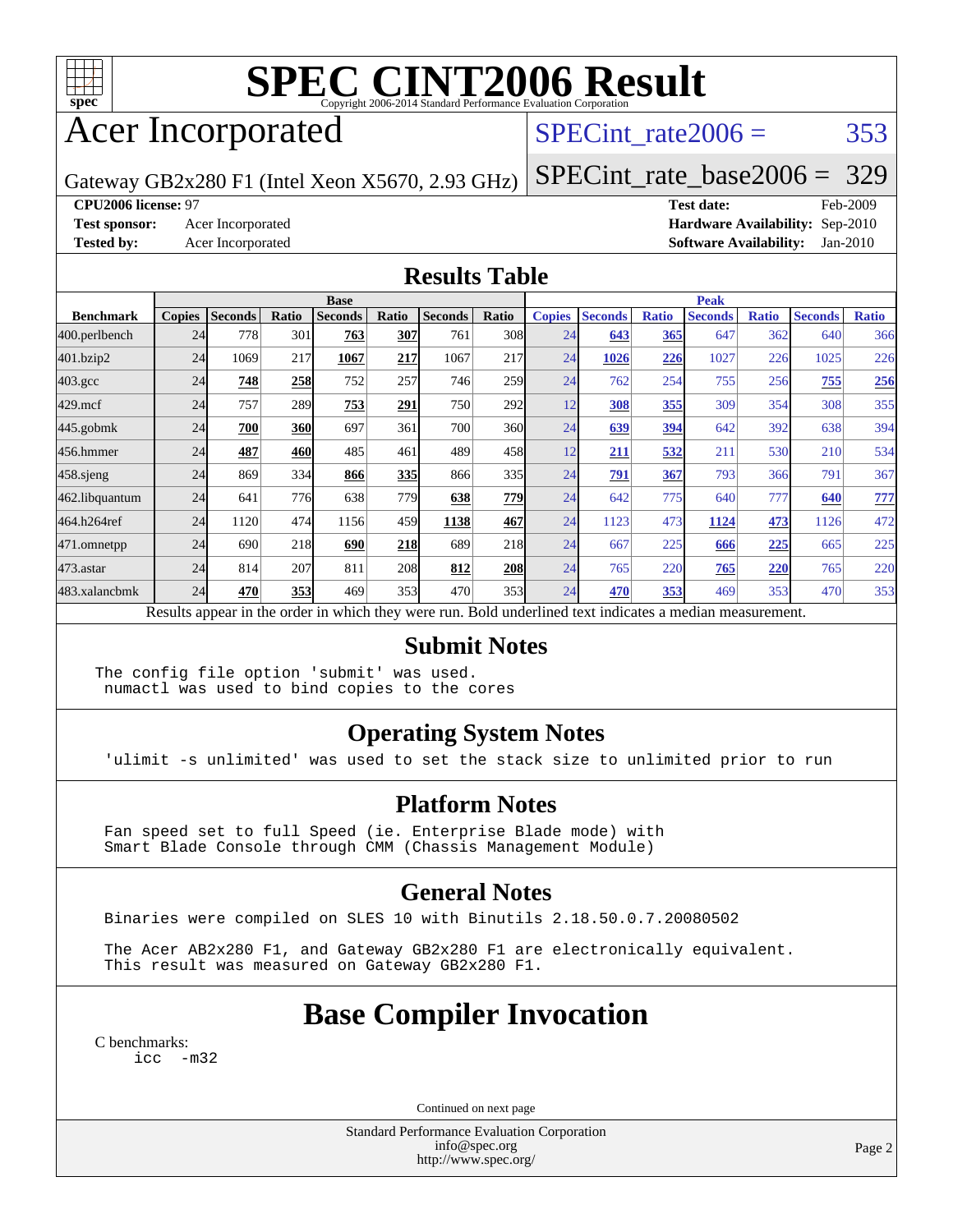# SPEC CINT2006 Result

Copyright 2006-2014 Standard Performance Evaluation Corporation

## Acer Incorporated

Gateway GB2x280 F1 (Intel Xeon X5670, 2.93 GHz)

SPECint_rate2006 = 353

SPECint_rate_base2006 = 329

**CPU2006 license:** 97
**Test sponsor:** Acer Incorporated
**Tested by:** Acer Incorporated

**Test date:** Feb-2009
**Hardware Availability:** Sep-2010
**Software Availability:** Jan-2010

## Results Table

| Benchmark | Base | | | | | | | Peak | | | | | | |
|---|---|---|---|---|---|---|---|---|---|---|---|---|---|---|
| | Copies | Seconds | Ratio | Seconds | Ratio | Seconds | Ratio | Copies | Seconds | Ratio | Seconds | Ratio | Seconds | Ratio |
| 400.perlbench | 24 | 778 | 301 | **763** | **307** | 761 | 308 | 24 | **643** | **365** | 647 | 362 | 640 | 366 |
| 401.bzip2 | 24 | 1069 | 217 | **1067** | **217** | 1067 | 217 | 24 | **1026** | **226** | 1027 | 226 | 1025 | 226 |
| 403.gcc | 24 | **748** | **258** | 752 | 257 | 746 | 259 | 24 | 762 | 254 | 755 | 256 | **755** | **256** |
| 429.mcf | 24 | 757 | 289 | **753** | **291** | 750 | 292 | 12 | **308** | **355** | 309 | 354 | 308 | 355 |
| 445.gobmk | 24 | **700** | **360** | 697 | 361 | 700 | 360 | 24 | **639** | **394** | 642 | 392 | 638 | 394 |
| 456.hmmer | 24 | **487** | **460** | 485 | 461 | 489 | 458 | 12 | **211** | **532** | 211 | 530 | 210 | 534 |
| 458.sjeng | 24 | 869 | 334 | **866** | **335** | 866 | 335 | 24 | **791** | **367** | 793 | 366 | 791 | 367 |
| 462.libquantum | 24 | 641 | 776 | 638 | 779 | **638** | **779** | 24 | 642 | 775 | 640 | 777 | **640** | **777** |
| 464.h264ref | 24 | 1120 | 474 | 1156 | 459 | **1138** | **467** | 24 | 1123 | 473 | **1124** | **473** | 1126 | 472 |
| 471.omnetpp | 24 | 690 | 218 | **690** | **218** | 689 | 218 | 24 | 667 | 225 | **666** | **225** | 665 | 225 |
| 473.astar | 24 | 814 | 207 | 811 | 208 | **812** | **208** | 24 | 765 | 220 | **765** | **220** | 765 | 220 |
| 483.xalancbmk | 24 | **470** | **353** | 469 | 353 | 470 | 353 | 24 | **470** | **353** | 469 | 353 | 470 | 353 |

Results appear in the order in which they were run. Bold underlined text indicates a median measurement.

## Submit Notes

```
The config file option 'submit' was used.
 numactl was used to bind copies to the cores
```

## Operating System Notes

```
'ulimit -s unlimited' was used to set the stack size to unlimited prior to run
```

## Platform Notes

```
Fan speed set to full Speed (ie. Enterprise Blade mode) with
Smart Blade Console through CMM (Chassis Management Module)
```

## General Notes

```
Binaries were compiled on SLES 10 with Binutils 2.18.50.0.7.20080502

The Acer AB2x280 F1, and Gateway GB2x280 F1 are electronically equivalent.
This result was measured on Gateway GB2x280 F1.
```

## Base Compiler Invocation

C benchmarks:
```
icc  -m32
```

Continued on next page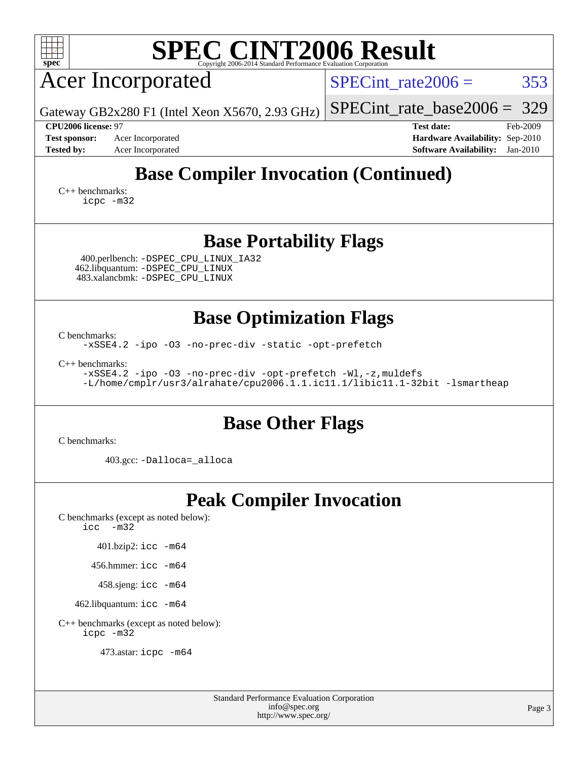# SPEC CINT2006 Result

Copyright 2006-2014 Standard Performance Evaluation Corporation

## Acer Incorporated

Gateway GB2x280 F1 (Intel Xeon X5670, 2.93 GHz)

SPECint_rate2006 = 353

SPECint_rate_base2006 = 329

**CPU2006 license:** 97
**Test sponsor:** Acer Incorporated
**Tested by:** Acer Incorporated

**Test date:** Feb-2009
**Hardware Availability:** Sep-2010
**Software Availability:** Jan-2010

## Base Compiler Invocation (Continued)

C++ benchmarks:
```
icpc -m32
```

## Base Portability Flags

400.perlbench: `-DSPEC_CPU_LINUX_IA32`
462.libquantum: `-DSPEC_CPU_LINUX`
483.xalancbmk: `-DSPEC_CPU_LINUX`

## Base Optimization Flags

C benchmarks:
```
-xSSE4.2 -ipo -O3 -no-prec-div -static -opt-prefetch
```

C++ benchmarks:
```
-xSSE4.2 -ipo -O3 -no-prec-div -opt-prefetch -Wl,-z,muldefs
-L/home/cmplr/usr3/alrahate/cpu2006.1.1.ic11.1/libic11.1-32bit -lsmartheap
```

## Base Other Flags

C benchmarks:

403.gcc: `-Dalloca=_alloca`

## Peak Compiler Invocation

C benchmarks (except as noted below):
```
icc -m32
```

401.bzip2: `icc -m64`

456.hmmer: `icc -m64`

458.sjeng: `icc -m64`

462.libquantum: `icc -m64`

C++ benchmarks (except as noted below):
```
icpc -m32
```

473.astar: `icpc -m64`

Standard Performance Evaluation Corporation
info@spec.org
http://www.spec.org/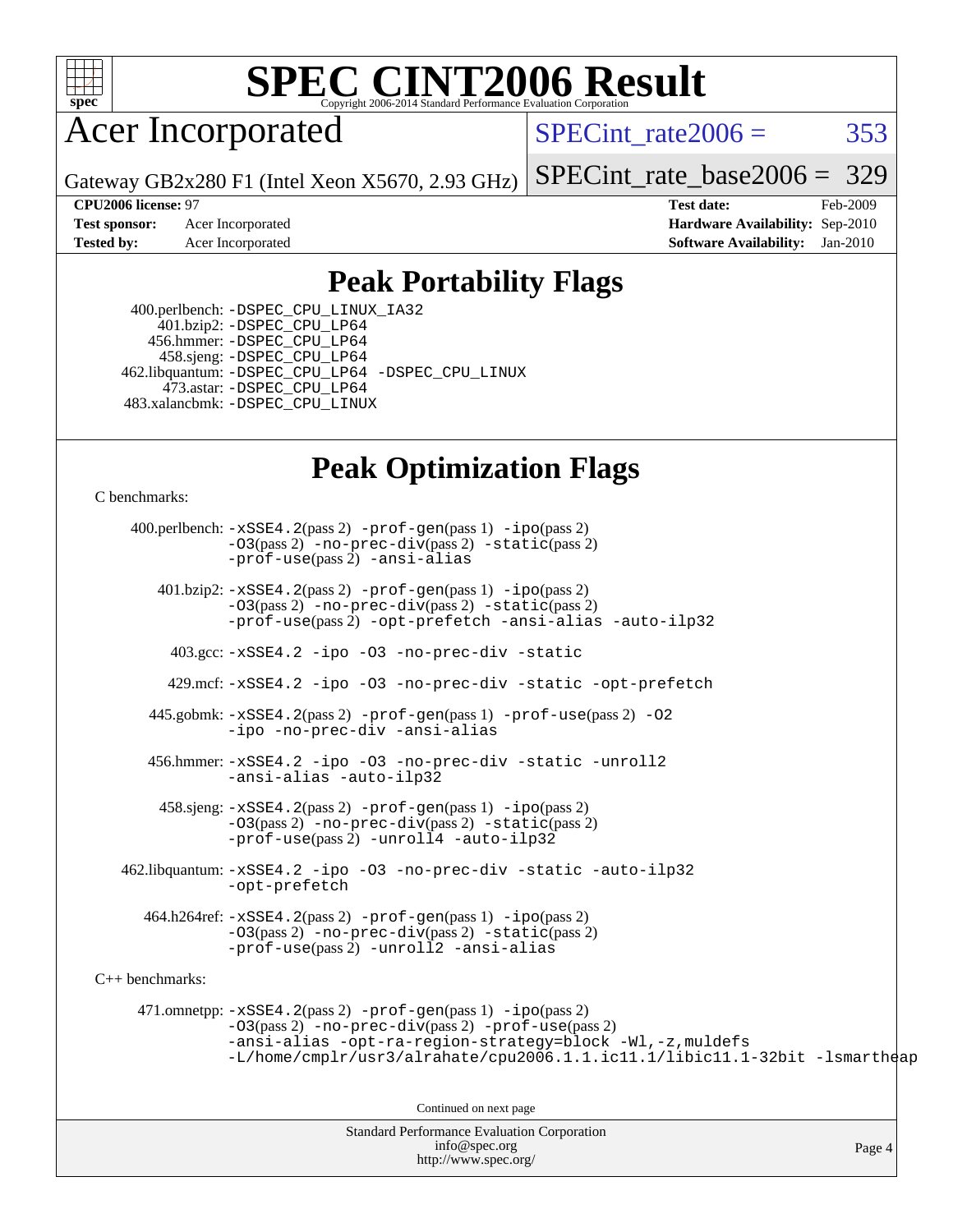# SPEC CINT2006 Result

Copyright 2006-2014 Standard Performance Evaluation Corporation

# Acer Incorporated

Gateway GB2x280 F1 (Intel Xeon X5670, 2.93 GHz)

SPECint_rate2006 = 353

SPECint_rate_base2006 = 329

**CPU2006 license:** 97
**Test sponsor:** Acer Incorporated
**Tested by:** Acer Incorporated

**Test date:** Feb-2009
**Hardware Availability:** Sep-2010
**Software Availability:** Jan-2010

## Peak Portability Flags

400.perlbench: -DSPEC_CPU_LINUX_IA32
401.bzip2: -DSPEC_CPU_LP64
456.hmmer: -DSPEC_CPU_LP64
458.sjeng: -DSPEC_CPU_LP64
462.libquantum: -DSPEC_CPU_LP64 -DSPEC_CPU_LINUX
473.astar: -DSPEC_CPU_LP64
483.xalancbmk: -DSPEC_CPU_LINUX

## Peak Optimization Flags

C benchmarks:

400.perlbench: -xSSE4.2(pass 2) -prof-gen(pass 1) -ipo(pass 2) -O3(pass 2) -no-prec-div(pass 2) -static(pass 2) -prof-use(pass 2) -ansi-alias

401.bzip2: -xSSE4.2(pass 2) -prof-gen(pass 1) -ipo(pass 2) -O3(pass 2) -no-prec-div(pass 2) -static(pass 2) -prof-use(pass 2) -opt-prefetch -ansi-alias -auto-ilp32

403.gcc: -xSSE4.2 -ipo -O3 -no-prec-div -static

429.mcf: -xSSE4.2 -ipo -O3 -no-prec-div -static -opt-prefetch

445.gobmk: -xSSE4.2(pass 2) -prof-gen(pass 1) -prof-use(pass 2) -O2 -ipo -no-prec-div -ansi-alias

456.hmmer: -xSSE4.2 -ipo -O3 -no-prec-div -static -unroll2 -ansi-alias -auto-ilp32

458.sjeng: -xSSE4.2(pass 2) -prof-gen(pass 1) -ipo(pass 2) -O3(pass 2) -no-prec-div(pass 2) -static(pass 2) -prof-use(pass 2) -unroll4 -auto-ilp32

462.libquantum: -xSSE4.2 -ipo -O3 -no-prec-div -static -auto-ilp32 -opt-prefetch

464.h264ref: -xSSE4.2(pass 2) -prof-gen(pass 1) -ipo(pass 2) -O3(pass 2) -no-prec-div(pass 2) -static(pass 2) -prof-use(pass 2) -unroll2 -ansi-alias

C++ benchmarks:

471.omnetpp: -xSSE4.2(pass 2) -prof-gen(pass 1) -ipo(pass 2) -O3(pass 2) -no-prec-div(pass 2) -prof-use(pass 2) -ansi-alias -opt-ra-region-strategy=block -Wl,-z,muldefs -L/home/cmplr/usr3/alrahate/cpu2006.1.1.ic11.1/libic11.1-32bit -lsmartheap

Continued on next page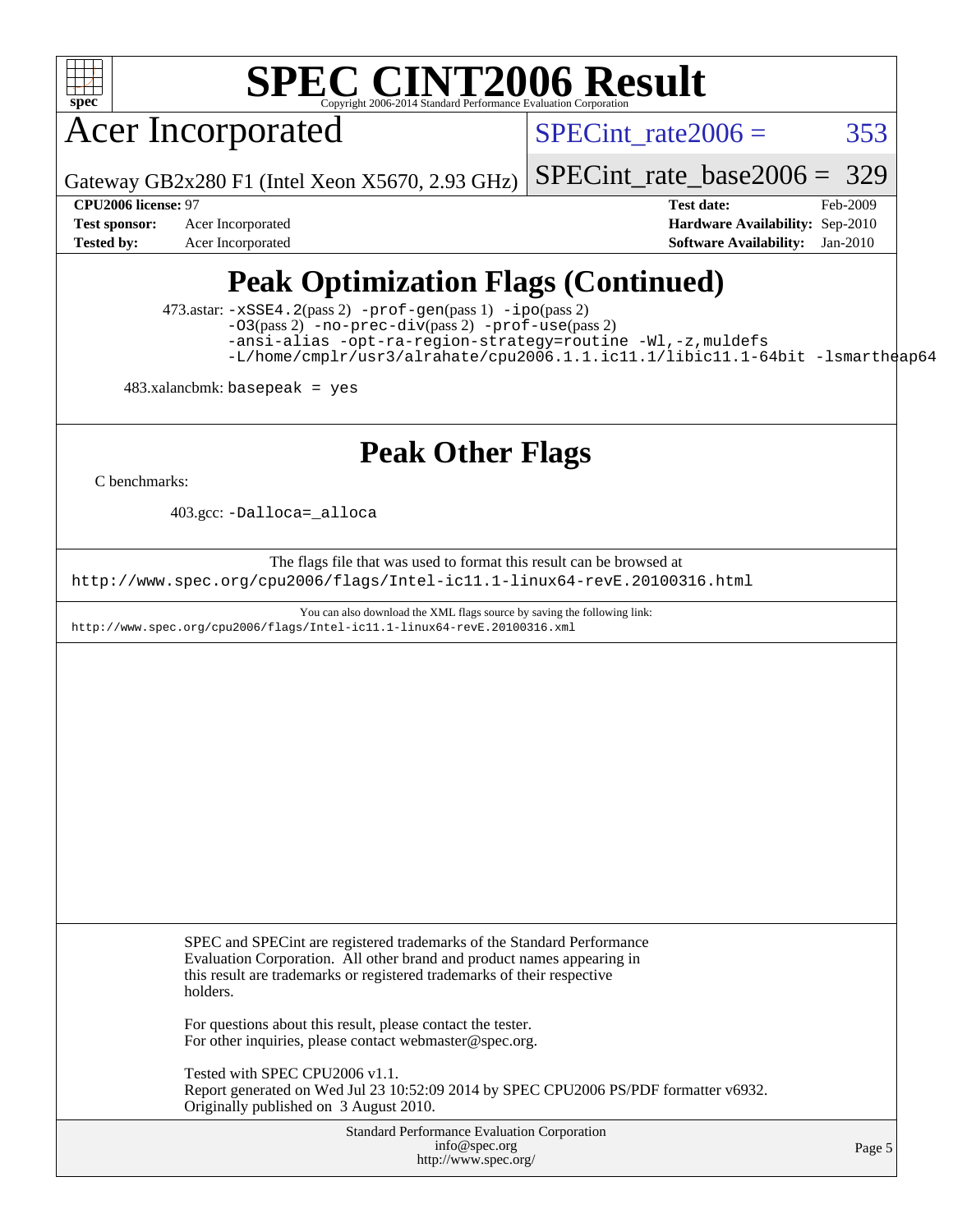## Peak Optimization Flags (Continued)

473.astar: -xSSE4.2(pass 2) -prof-gen(pass 1) -ipo(pass 2) -O3(pass 2) -no-prec-div(pass 2) -prof-use(pass 2) -ansi-alias -opt-ra-region-strategy=routine -Wl,-z,muldefs -L/home/cmplr/usr3/alrahate/cpu2006.1.1.ic11.1/libic11.1-64bit -lsmartheap64

483.xalancbmk: basepeak = yes

## Peak Other Flags

C benchmarks:

403.gcc: -Dalloca=_alloca

The flags file that was used to format this result can be browsed at
http://www.spec.org/cpu2006/flags/Intel-ic11.1-linux64-revE.20100316.html

You can also download the XML flags source by saving the following link:
http://www.spec.org/cpu2006/flags/Intel-ic11.1-linux64-revE.20100316.xml

SPEC and SPECint are registered trademarks of the Standard Performance Evaluation Corporation. All other brand and product names appearing in this result are trademarks or registered trademarks of their respective holders.

For questions about this result, please contact the tester.
For other inquiries, please contact webmaster@spec.org.

Tested with SPEC CPU2006 v1.1.
Report generated on Wed Jul 23 10:52:09 2014 by SPEC CPU2006 PS/PDF formatter v6932.
Originally published on 3 August 2010.